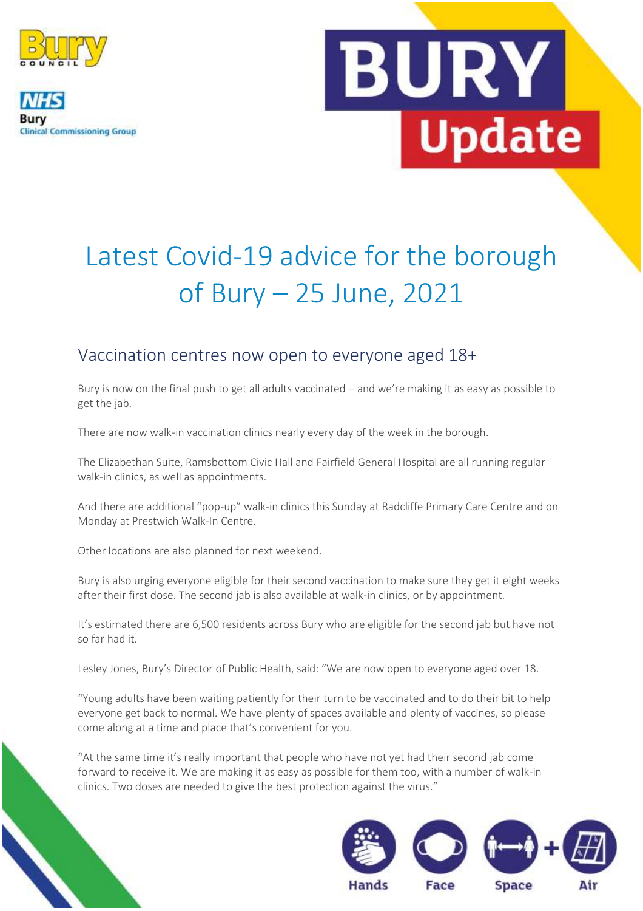# Latest Covid-19 advice for the borough of Bury – 25 June, 2021

## Vaccination centres now open to everyone aged 18+

Bury is now on the final push to get all adults vaccinated – and we're making it as easy as possible to get the jab.

There are now walk-in vaccination clinics nearly every day of the week in the borough.

The Elizabethan Suite, Ramsbottom Civic Hall and Fairfield General Hospital are all running regular walk-in clinics, as well as appointments.

And there are additional "pop-up" walk-in clinics this Sunday at Radcliffe Primary Care Centre and on Monday at Prestwich Walk-In Centre.

Other locations are also planned for next weekend.

Bury is also urging everyone eligible for their second vaccination to make sure they get it eight weeks after their first dose. The second jab is also available at walk-in clinics, or by appointment.

It's estimated there are 6,500 residents across Bury who are eligible for the second jab but have not so far had it.

Lesley Jones, Bury's Director of Public Health, said: "We are now open to everyone aged over 18.

"Young adults have been waiting patiently for their turn to be vaccinated and to do their bit to help everyone get back to normal. We have plenty of spaces available and plenty of vaccines, so please come along at a time and place that's convenient for you.

"At the same time it's really important that people who have not yet had their second jab come forward to receive it. We are making it as easy as possible for them too, with a number of walk-in clinics. Two doses are needed to give the best protection against the virus."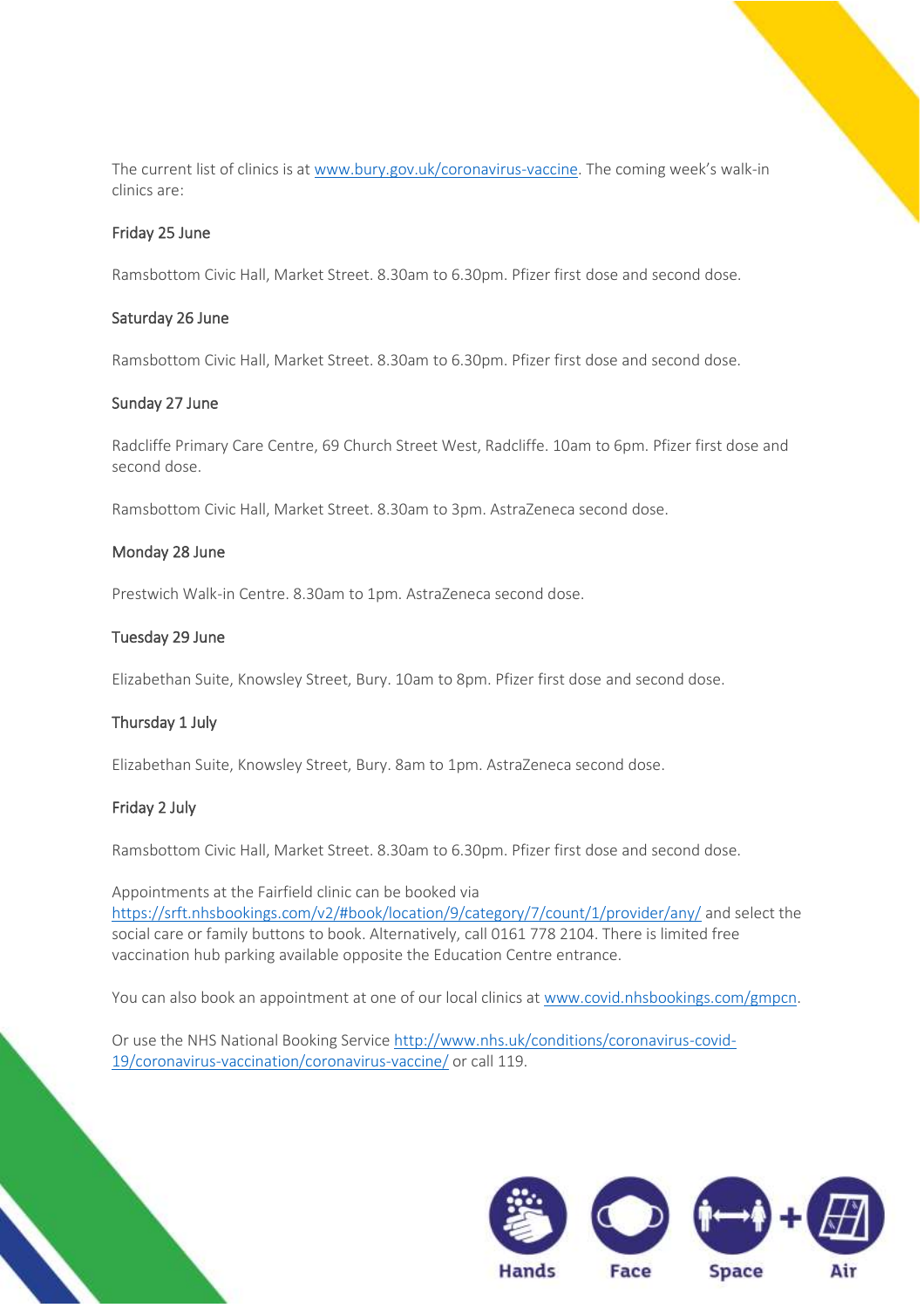The current list of clinics is at [www.bury.gov.uk/coronavirus-vaccine](www.bury.gov.uk/coronavirus-vaccine). The coming week's walk-in clinics are:

### Friday 25 June

Ramsbottom Civic Hall, Market Street. 8.30am to 6.30pm. Pfizer first dose and second dose.

### Saturday 26 June

Ramsbottom Civic Hall, Market Street. 8.30am to 6.30pm. Pfizer first dose and second dose.

### Sunday 27 June

Radcliffe Primary Care Centre, 69 Church Street West, Radcliffe. 10am to 6pm. Pfizer first dose and second dose.

Ramsbottom Civic Hall, Market Street. 8.30am to 3pm. AstraZeneca second dose.

### Monday 28 June

Prestwich Walk-in Centre. 8.30am to 1pm. AstraZeneca second dose.

### Tuesday 29 June

Elizabethan Suite, Knowsley Street, Bury. 10am to 8pm. Pfizer first dose and second dose.

### Thursday 1 July

Elizabethan Suite, Knowsley Street, Bury. 8am to 1pm. AstraZeneca second dose.

### Friday 2 July

Ramsbottom Civic Hall, Market Street. 8.30am to 6.30pm. Pfizer first dose and second dose.

Appointments at the Fairfield clinic can be booked via [https://srft.nhsbookings.com/v2/#book/location/9/category/7/count/1/provider/any/](https://srft.nhsbookings.com/v2/#book/location/9/category/7/count/1/provider/any/) and select the social care or family buttons to book. Alternatively, call 0161 778 2104. There is limited free vaccination hub parking available opposite the Education Centre entrance.

You can also book an appointment at one of our local clinics at [www.covid.nhsbookings.com/gmpcn](www.covid.nhsbookings.com/gmpcn).

Or use the NHS National Booking Service [http://www.nhs.uk/conditions/coronavirus-covid-19/coronavirus-vaccination/coronavirus-vaccine/](http://www.nhs.uk/conditions/coronavirus-covid-19/coronavirus-vaccination/coronavirus-vaccine/) or call 119.

Hands Face Space + Air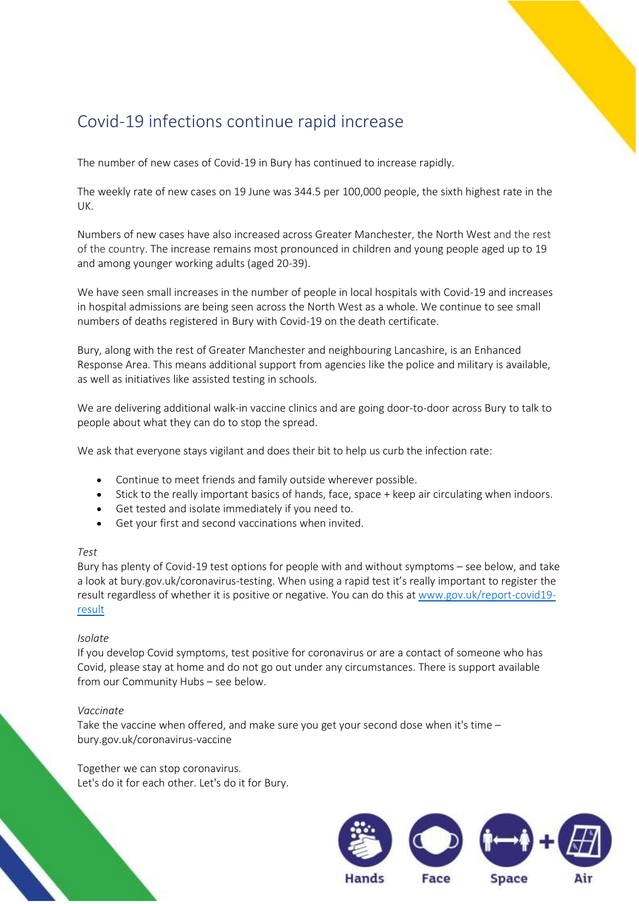## Covid-19 infections continue rapid increase

The number of new cases of Covid-19 in Bury has continued to increase rapidly.

The weekly rate of new cases on 19 June was 344.5 per 100,000 people, the sixth highest rate in the UK.

Numbers of new cases have also increased across Greater Manchester, the North West and the rest of the country. The increase remains most pronounced in children and young people aged up to 19 and among younger working adults (aged 20-39).

We have seen small increases in the number of people in local hospitals with Covid-19 and increases in hospital admissions are being seen across the North West as a whole. We continue to see small numbers of deaths registered in Bury with Covid-19 on the death certificate.

Bury, along with the rest of Greater Manchester and neighbouring Lancashire, is an Enhanced Response Area. This means additional support from agencies like the police and military is available, as well as initiatives like assisted testing in schools.

We are delivering additional walk-in vaccine clinics and are going door-to-door across Bury to talk to people about what they can do to stop the spread.

We ask that everyone stays vigilant and does their bit to help us curb the infection rate:

- Continue to meet friends and family outside wherever possible.
- Stick to the really important basics of hands, face, space + keep air circulating when indoors.
- Get tested and isolate immediately if you need to.
- Get your first and second vaccinations when invited.

*Test*
Bury has plenty of Covid-19 test options for people with and without symptoms – see below, and take a look at bury.gov.uk/coronavirus-testing. When using a rapid test it's really important to register the result regardless of whether it is positive or negative. You can do this at www.gov.uk/report-covid19-result

*Isolate*
If you develop Covid symptoms, test positive for coronavirus or are a contact of someone who has Covid, please stay at home and do not go out under any circumstances. There is support available from our Community Hubs – see below.

*Vaccinate*
Take the vaccine when offered, and make sure you get your second dose when it's time – bury.gov.uk/coronavirus-vaccine

Together we can stop coronavirus.
Let's do it for each other. Let's do it for Bury.

Hands Face Space + Air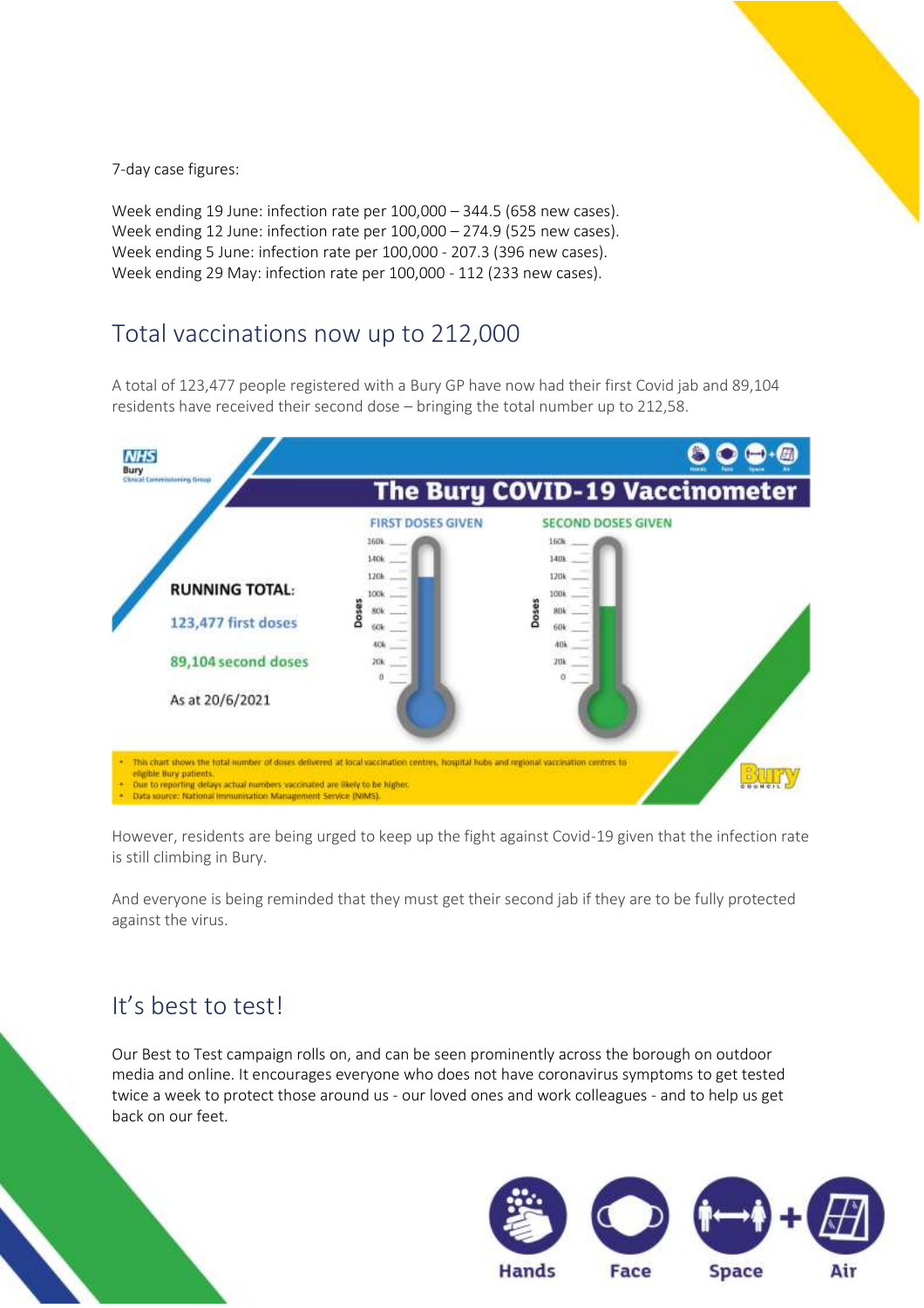7-day case figures:

Week ending 19 June: infection rate per 100,000 – 344.5 (658 new cases).
Week ending 12 June: infection rate per 100,000 – 274.9 (525 new cases).
Week ending 5 June: infection rate per 100,000 - 207.3 (396 new cases).
Week ending 29 May: infection rate per 100,000 - 112 (233 new cases).

## Total vaccinations now up to 212,000

A total of 123,477 people registered with a Bury GP have now had their first Covid jab and 89,104 residents have received their second dose – bringing the total number up to 212,58.

**The Bury COVID-19 Vaccinometer**

**RUNNING TOTAL:**

**123,477 first doses**

**89,104 second doses**

As at 20/6/2021

- This chart shows the total number of doses delivered at local vaccination centres, hospital hubs and regional vaccination centres to eligible Bury patients.
- Due to reporting delays actual numbers vaccinated are likely to be higher.
- Data source: National Immunisation Management Service (NIMS).

However, residents are being urged to keep up the fight against Covid-19 given that the infection rate is still climbing in Bury.

And everyone is being reminded that they must get their second jab if they are to be fully protected against the virus.

## It's best to test!

Our Best to Test campaign rolls on, and can be seen prominently across the borough on outdoor media and online. It encourages everyone who does not have coronavirus symptoms to get tested twice a week to protect those around us - our loved ones and work colleagues - and to help us get back on our feet.

Hands Face Space + Air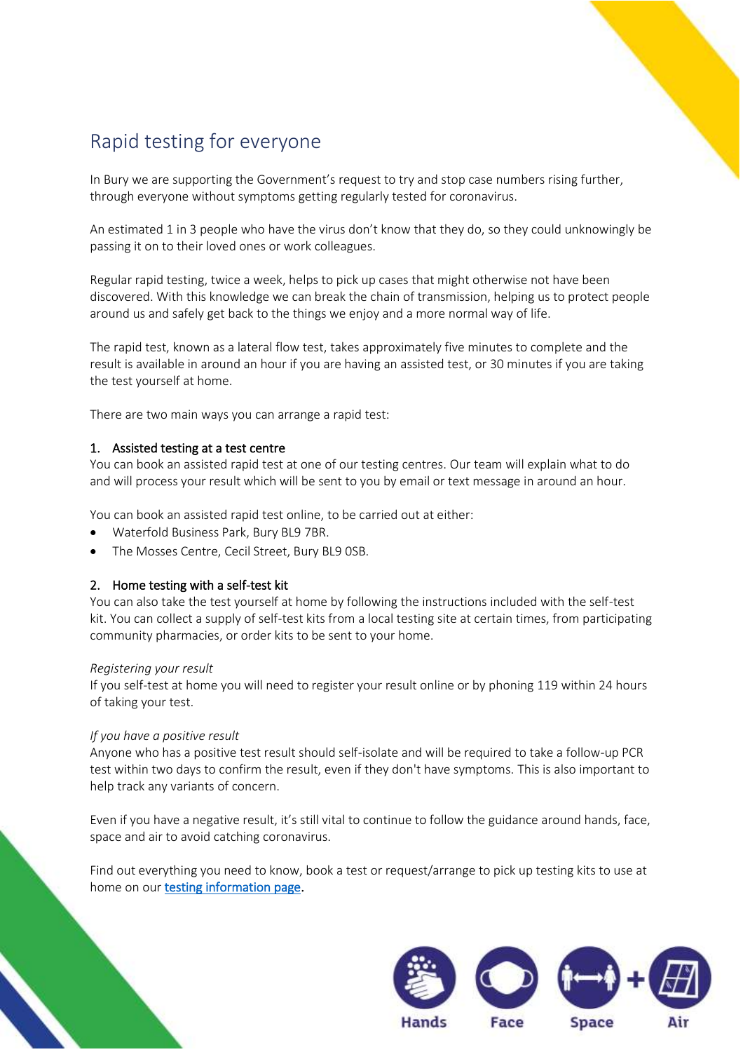## Rapid testing for everyone

In Bury we are supporting the Government's request to try and stop case numbers rising further, through everyone without symptoms getting regularly tested for coronavirus.

An estimated 1 in 3 people who have the virus don't know that they do, so they could unknowingly be passing it on to their loved ones or work colleagues.

Regular rapid testing, twice a week, helps to pick up cases that might otherwise not have been discovered. With this knowledge we can break the chain of transmission, helping us to protect people around us and safely get back to the things we enjoy and a more normal way of life.

The rapid test, known as a lateral flow test, takes approximately five minutes to complete and the result is available in around an hour if you are having an assisted test, or 30 minutes if you are taking the test yourself at home.

There are two main ways you can arrange a rapid test:

### 1. Assisted testing at a test centre

You can book an assisted rapid test at one of our testing centres. Our team will explain what to do and will process your result which will be sent to you by email or text message in around an hour.

You can book an assisted rapid test online, to be carried out at either:

- Waterfold Business Park, Bury BL9 7BR.
- The Mosses Centre, Cecil Street, Bury BL9 0SB.

### 2. Home testing with a self-test kit

You can also take the test yourself at home by following the instructions included with the self-test kit. You can collect a supply of self-test kits from a local testing site at certain times, from participating community pharmacies, or order kits to be sent to your home.

*Registering your result*

If you self-test at home you will need to register your result online or by phoning 119 within 24 hours of taking your test.

*If you have a positive result*

Anyone who has a positive test result should self-isolate and will be required to take a follow-up PCR test within two days to confirm the result, even if they don't have symptoms. This is also important to help track any variants of concern.

Even if you have a negative result, it's still vital to continue to follow the guidance around hands, face, space and air to avoid catching coronavirus.

Find out everything you need to know, book a test or request/arrange to pick up testing kits to use at home on our testing information page.

Hands Face Space + Air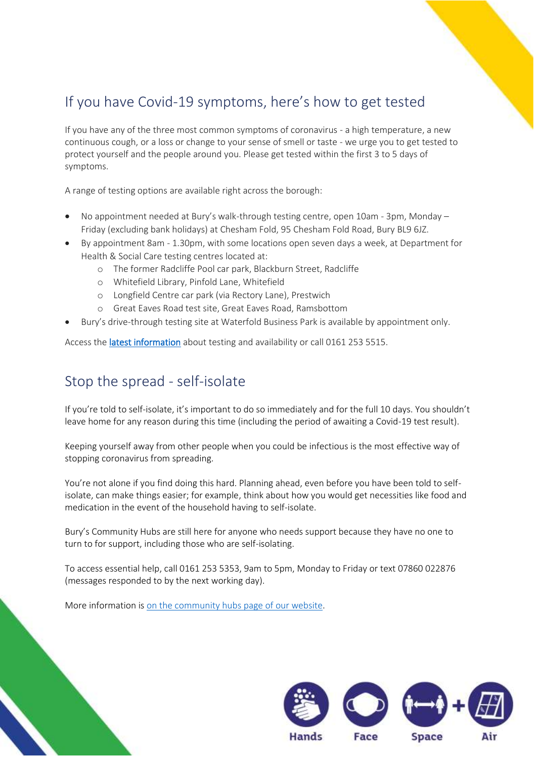## If you have Covid-19 symptoms, here's how to get tested

If you have any of the three most common symptoms of coronavirus - a high temperature, a new continuous cough, or a loss or change to your sense of smell or taste - we urge you to get tested to protect yourself and the people around you. Please get tested within the first 3 to 5 days of symptoms.

A range of testing options are available right across the borough:

- No appointment needed at Bury's walk-through testing centre, open 10am - 3pm, Monday – Friday (excluding bank holidays) at Chesham Fold, 95 Chesham Fold Road, Bury BL9 6JZ.
- By appointment 8am - 1.30pm, with some locations open seven days a week, at Department for Health & Social Care testing centres located at:
    - The former Radcliffe Pool car park, Blackburn Street, Radcliffe
    - Whitefield Library, Pinfold Lane, Whitefield
    - Longfield Centre car park (via Rectory Lane), Prestwich
    - Great Eaves Road test site, Great Eaves Road, Ramsbottom
- Bury's drive-through testing site at Waterfold Business Park is available by appointment only.

Access the latest information about testing and availability or call 0161 253 5515.

## Stop the spread - self-isolate

If you're told to self-isolate, it's important to do so immediately and for the full 10 days. You shouldn't leave home for any reason during this time (including the period of awaiting a Covid-19 test result).

Keeping yourself away from other people when you could be infectious is the most effective way of stopping coronavirus from spreading.

You're not alone if you find doing this hard. Planning ahead, even before you have been told to self-isolate, can make things easier; for example, think about how you would get necessities like food and medication in the event of the household having to self-isolate.

Bury's Community Hubs are still here for anyone who needs support because they have no one to turn to for support, including those who are self-isolating.

To access essential help, call 0161 253 5353, 9am to 5pm, Monday to Friday or text 07860 022876 (messages responded to by the next working day).

More information is on the community hubs page of our website.

Hands Face Space + Air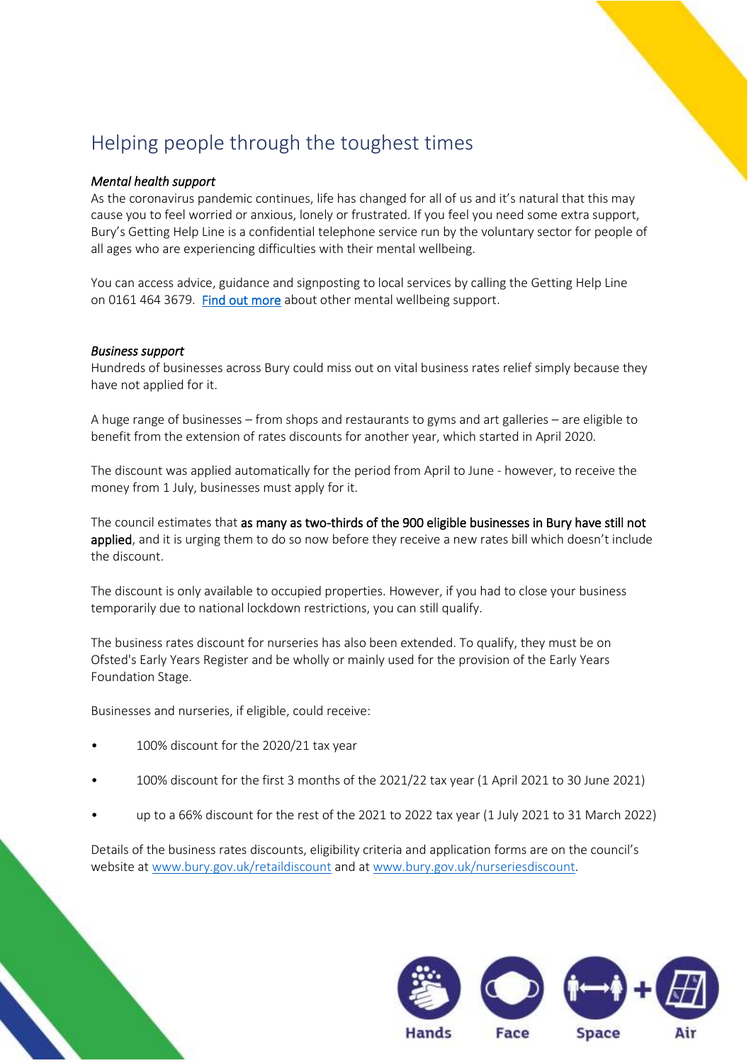# Helping people through the toughest times

*Mental health support*

As the coronavirus pandemic continues, life has changed for all of us and it's natural that this may cause you to feel worried or anxious, lonely or frustrated. If you feel you need some extra support, Bury's Getting Help Line is a confidential telephone service run by the voluntary sector for people of all ages who are experiencing difficulties with their mental wellbeing.

You can access advice, guidance and signposting to local services by calling the Getting Help Line on 0161 464 3679. Find out more about other mental wellbeing support.

*Business support*

Hundreds of businesses across Bury could miss out on vital business rates relief simply because they have not applied for it.

A huge range of businesses – from shops and restaurants to gyms and art galleries – are eligible to benefit from the extension of rates discounts for another year, which started in April 2020.

The discount was applied automatically for the period from April to June - however, to receive the money from 1 July, businesses must apply for it.

The council estimates that **as many as two-thirds of the 900 eligible businesses in Bury have still not applied**, and it is urging them to do so now before they receive a new rates bill which doesn't include the discount.

The discount is only available to occupied properties. However, if you had to close your business temporarily due to national lockdown restrictions, you can still qualify.

The business rates discount for nurseries has also been extended. To qualify, they must be on Ofsted's Early Years Register and be wholly or mainly used for the provision of the Early Years Foundation Stage.

Businesses and nurseries, if eligible, could receive:

- 100% discount for the 2020/21 tax year
- 100% discount for the first 3 months of the 2021/22 tax year (1 April 2021 to 30 June 2021)
- up to a 66% discount for the rest of the 2021 to 2022 tax year (1 July 2021 to 31 March 2022)

Details of the business rates discounts, eligibility criteria and application forms are on the council's website at www.bury.gov.uk/retaildiscount and at www.bury.gov.uk/nurseriesdiscount.

Hands Face Space + Air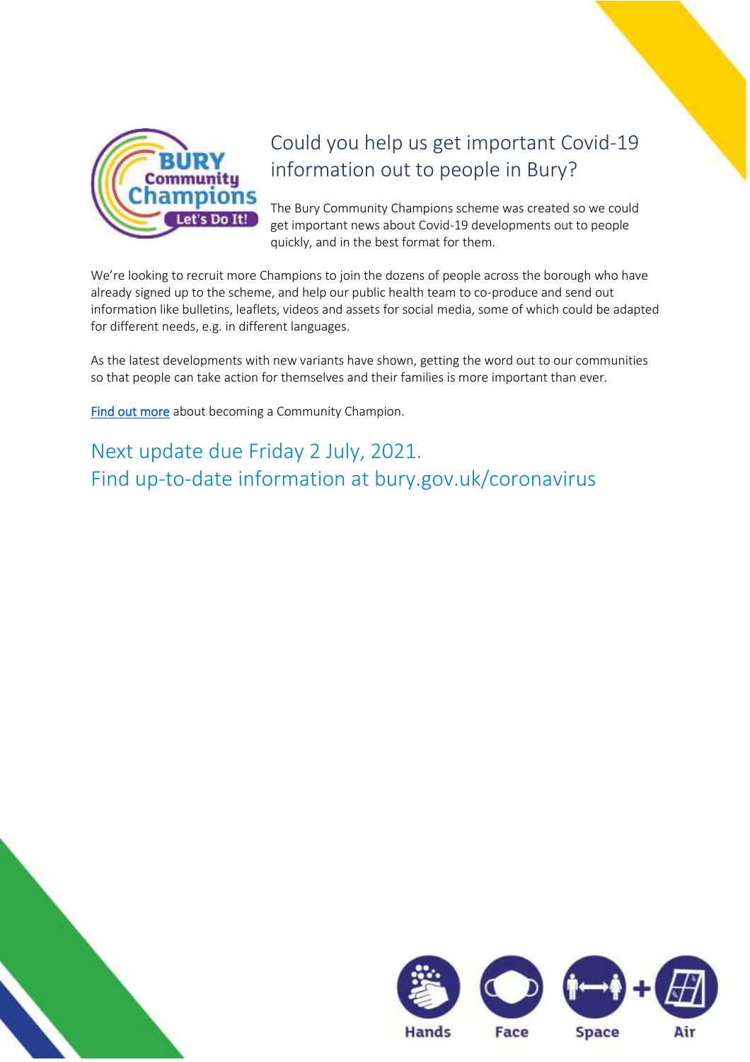## Could you help us get important Covid-19 information out to people in Bury?

The Bury Community Champions scheme was created so we could get important news about Covid-19 developments out to people quickly, and in the best format for them.

We're looking to recruit more Champions to join the dozens of people across the borough who have already signed up to the scheme, and help our public health team to co-produce and send out information like bulletins, leaflets, videos and assets for social media, some of which could be adapted for different needs, e.g. in different languages.

As the latest developments with new variants have shown, getting the word out to our communities so that people can take action for themselves and their families is more important than ever.

Find out more about becoming a Community Champion.

## Next update due Friday 2 July, 2021.
## Find up-to-date information at bury.gov.uk/coronavirus

Hands Face Space + Air